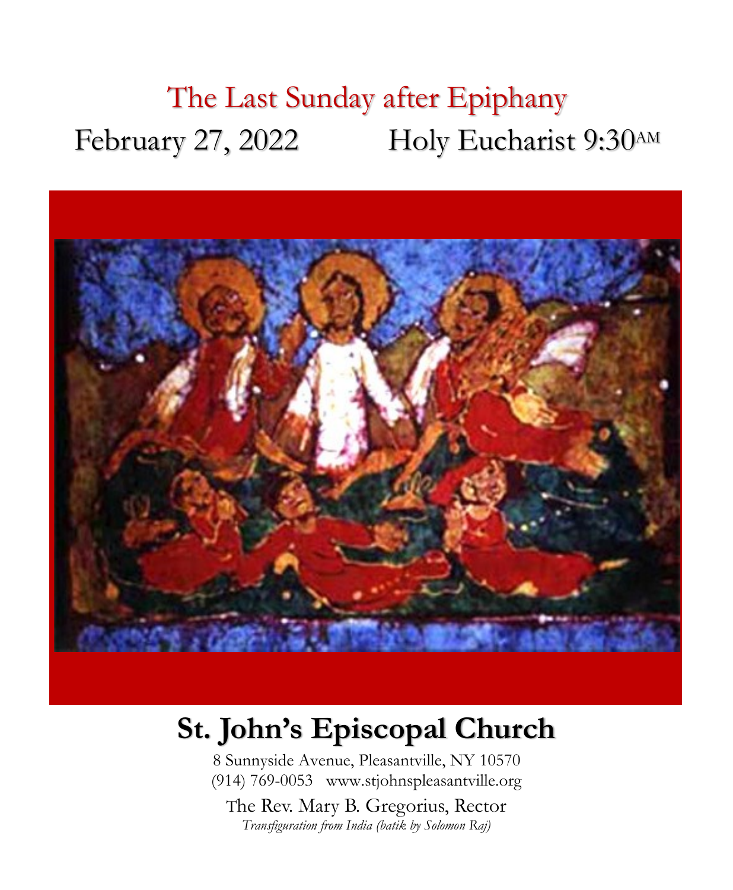# The Last Sunday after Epiphany

February 27, 2022 Holy Eucharist 9:30AM

# St. John's Episcopal Church

8 Sunnyside Avenue, Pleasantville, NY 10570
(914) 769-0053 www.stjohnspleasantville.org

The Rev. Mary B. Gregorius, Rector

*Transfiguration from India (batik by Solomon Raj)*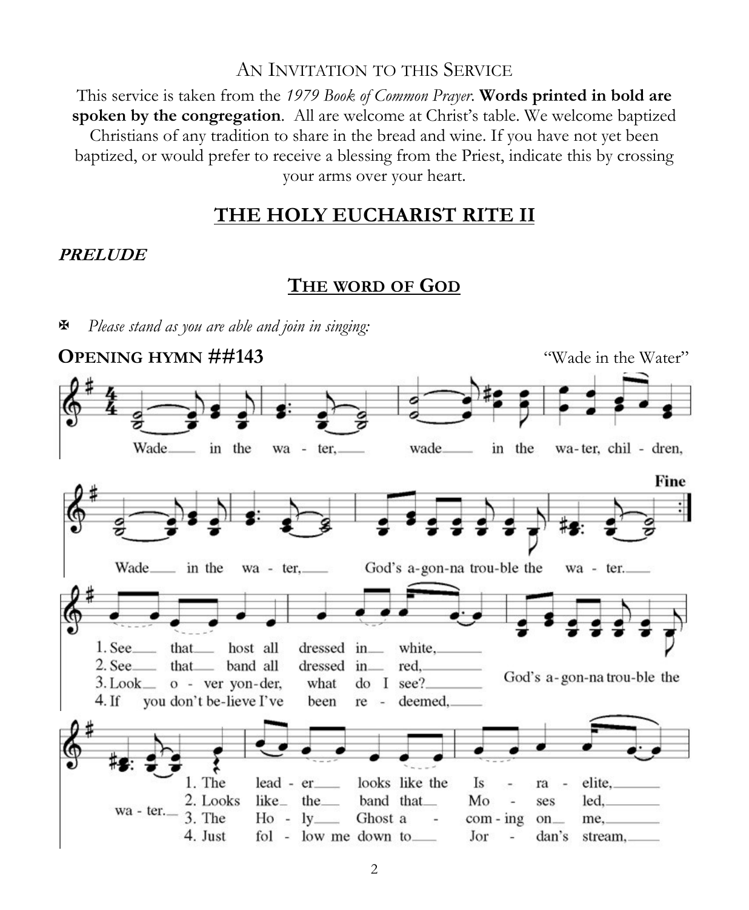## An Invitation to this Service

This service is taken from the *1979 Book of Common Prayer*. **Words printed in bold are spoken by the congregation**. All are welcome at Christ's table. We welcome baptized Christians of any tradition to share in the bread and wine. If you have not yet been baptized, or would prefer to receive a blessing from the Priest, indicate this by crossing your arms over your heart.

# THE HOLY EUCHARIST RITE II

***PRELUDE***

## THE WORD OF GOD

✠ *Please stand as you are able and join in singing:*

**OPENING HYMN ##143** "Wade in the Water"

Wade in the water, wade in the water, children,
Wade in the water, God's a-gonna trouble the water. *Fine*

1. See that host all dressed in white, God's a-gonna trouble the water.
   The leader looks like the Israelite,
2. See that band all dressed in red, God's a-gonna trouble the water.
   Looks like the band that Moses led,
3. Look over yonder, what do I see? God's a-gonna trouble the water.
   The Holy Ghost a-coming on me,
4. If you don't believe I've been redeemed, God's a-gonna trouble the water.
   Just follow me down to Jordan's stream,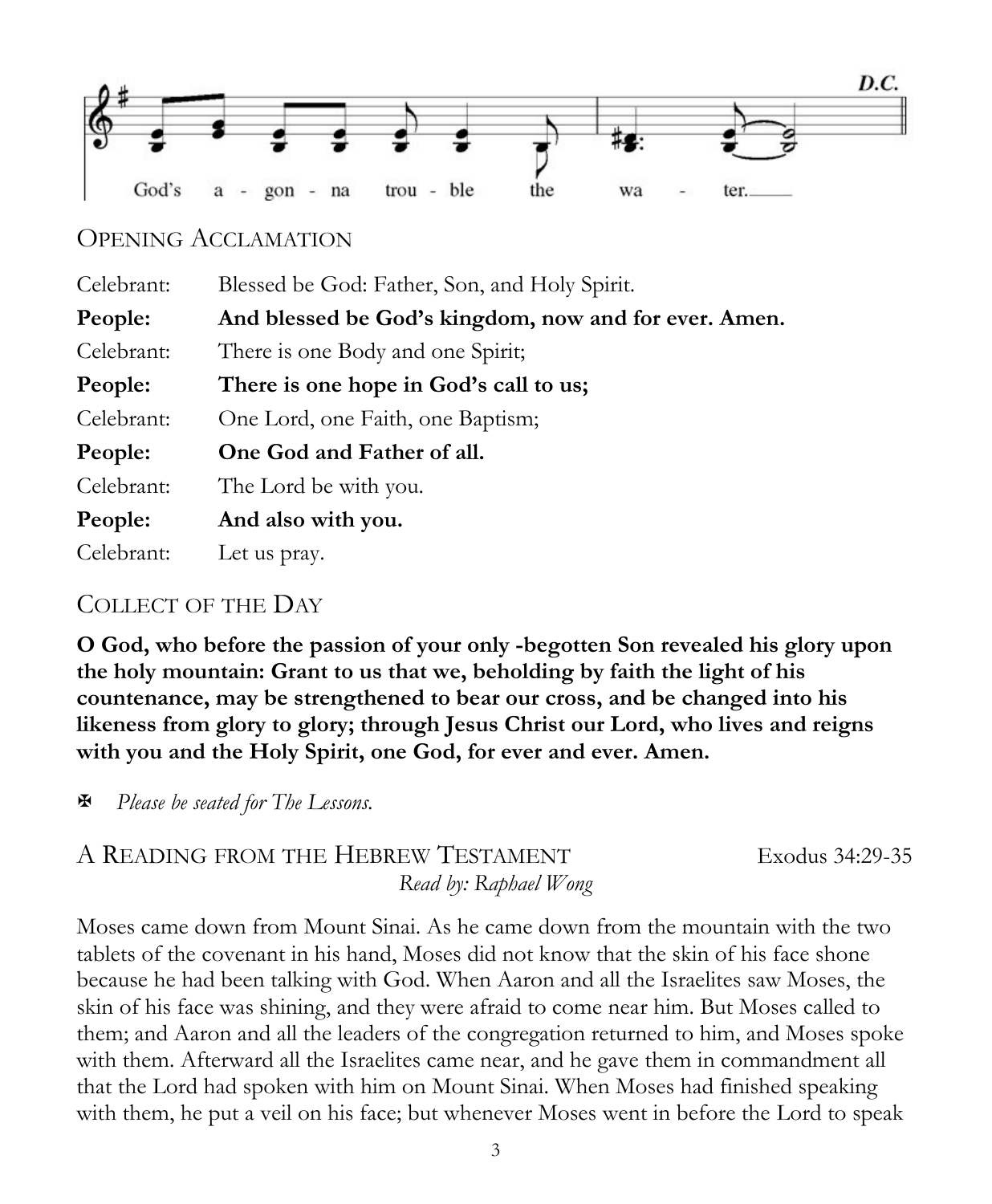God's a - gon - na trou - ble the wa - ter.

D.C.

## Opening Acclamation

Celebrant: Blessed be God: Father, Son, and Holy Spirit.

**People: And blessed be God's kingdom, now and for ever. Amen.**

Celebrant: There is one Body and one Spirit;

**People: There is one hope in God's call to us;**

Celebrant: One Lord, one Faith, one Baptism;

**People: One God and Father of all.**

Celebrant: The Lord be with you.

**People: And also with you.**

Celebrant: Let us pray.

## Collect of the Day

**O God, who before the passion of your only -begotten Son revealed his glory upon the holy mountain: Grant to us that we, beholding by faith the light of his countenance, may be strengthened to bear our cross, and be changed into his likeness from glory to glory; through Jesus Christ our Lord, who lives and reigns with you and the Holy Spirit, one God, for ever and ever. Amen.**

✠ *Please be seated for The Lessons.*

## A Reading from the Hebrew Testament — Exodus 34:29-35

*Read by: Raphael Wong*

Moses came down from Mount Sinai. As he came down from the mountain with the two tablets of the covenant in his hand, Moses did not know that the skin of his face shone because he had been talking with God. When Aaron and all the Israelites saw Moses, the skin of his face was shining, and they were afraid to come near him. But Moses called to them; and Aaron and all the leaders of the congregation returned to him, and Moses spoke with them. Afterward all the Israelites came near, and he gave them in commandment all that the Lord had spoken with him on Mount Sinai. When Moses had finished speaking with them, he put a veil on his face; but whenever Moses went in before the Lord to speak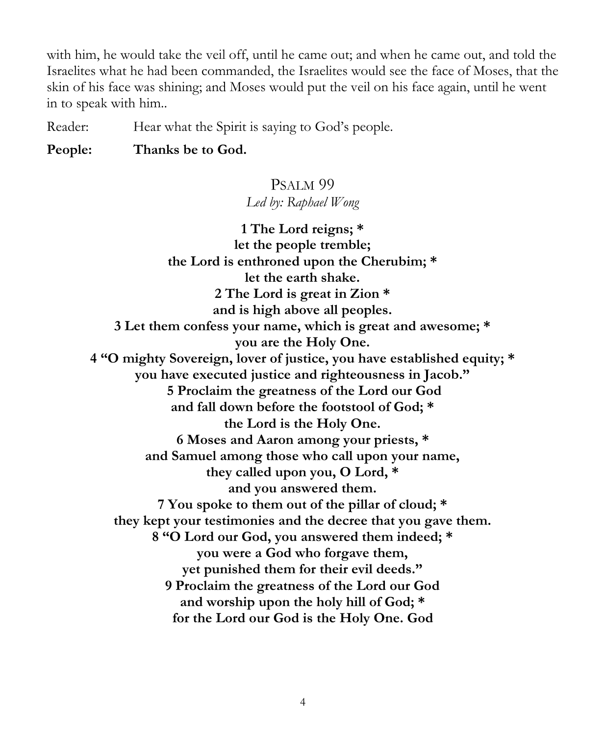with him, he would take the veil off, until he came out; and when he came out, and told the Israelites what he had been commanded, the Israelites would see the face of Moses, that the skin of his face was shining; and Moses would put the veil on his face again, until he went in to speak with him..

Reader: Hear what the Spirit is saying to God's people.

**People: Thanks be to God.**

## Psalm 99

*Led by: Raphael Wong*

**1 The Lord reigns; *
let the people tremble;
the Lord is enthroned upon the Cherubim; *
let the earth shake.
2 The Lord is great in Zion *
and is high above all peoples.
3 Let them confess your name, which is great and awesome; *
you are the Holy One.
4 "O mighty Sovereign, lover of justice, you have established equity; *
you have executed justice and righteousness in Jacob."
5 Proclaim the greatness of the Lord our God
and fall down before the footstool of God; *
the Lord is the Holy One.
6 Moses and Aaron among your priests, *
and Samuel among those who call upon your name,
they called upon you, O Lord, *
and you answered them.
7 You spoke to them out of the pillar of cloud; *
they kept your testimonies and the decree that you gave them.
8 "O Lord our God, you answered them indeed; *
you were a God who forgave them,
yet punished them for their evil deeds."
9 Proclaim the greatness of the Lord our God
and worship upon the holy hill of God; *
for the Lord our God is the Holy One. God**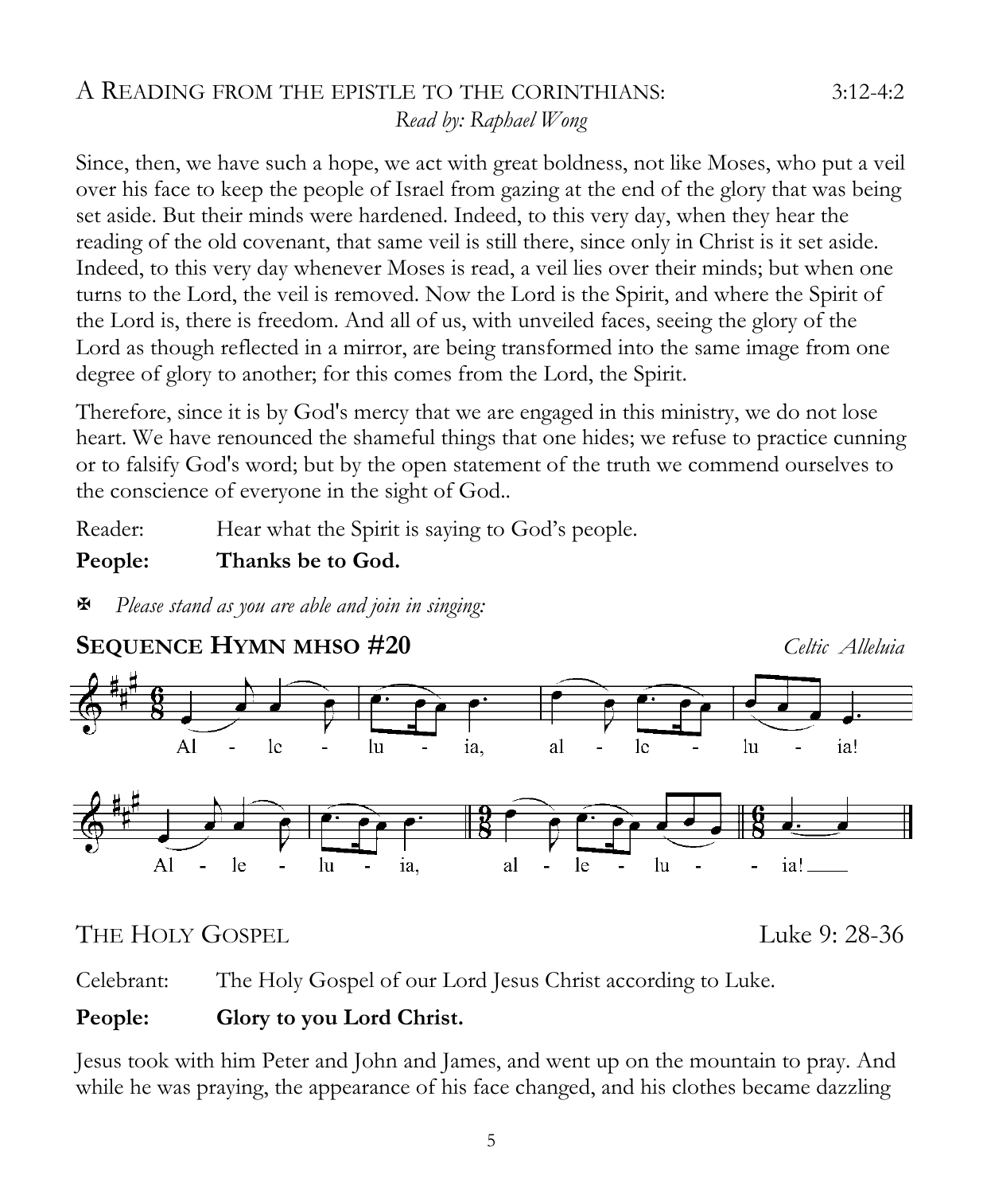## A Reading from the Epistle to the Corinthians: 3:12-4:2

*Read by: Raphael Wong*

Since, then, we have such a hope, we act with great boldness, not like Moses, who put a veil over his face to keep the people of Israel from gazing at the end of the glory that was being set aside. But their minds were hardened. Indeed, to this very day, when they hear the reading of the old covenant, that same veil is still there, since only in Christ is it set aside. Indeed, to this very day whenever Moses is read, a veil lies over their minds; but when one turns to the Lord, the veil is removed. Now the Lord is the Spirit, and where the Spirit of the Lord is, there is freedom. And all of us, with unveiled faces, seeing the glory of the Lord as though reflected in a mirror, are being transformed into the same image from one degree of glory to another; for this comes from the Lord, the Spirit.

Therefore, since it is by God's mercy that we are engaged in this ministry, we do not lose heart. We have renounced the shameful things that one hides; we refuse to practice cunning or to falsify God's word; but by the open statement of the truth we commend ourselves to the conscience of everyone in the sight of God..

Reader: Hear what the Spirit is saying to God's people.

**People: Thanks be to God.**

✠ *Please stand as you are able and join in singing:*

## Sequence Hymn MHSO #20 *Celtic Alleluia*

Al - le - lu - ia, al - le - lu - ia!

Al - le - lu - ia, al - le - lu - ia!

## The Holy Gospel Luke 9: 28-36

Celebrant: The Holy Gospel of our Lord Jesus Christ according to Luke.

**People: Glory to you Lord Christ.**

Jesus took with him Peter and John and James, and went up on the mountain to pray. And while he was praying, the appearance of his face changed, and his clothes became dazzling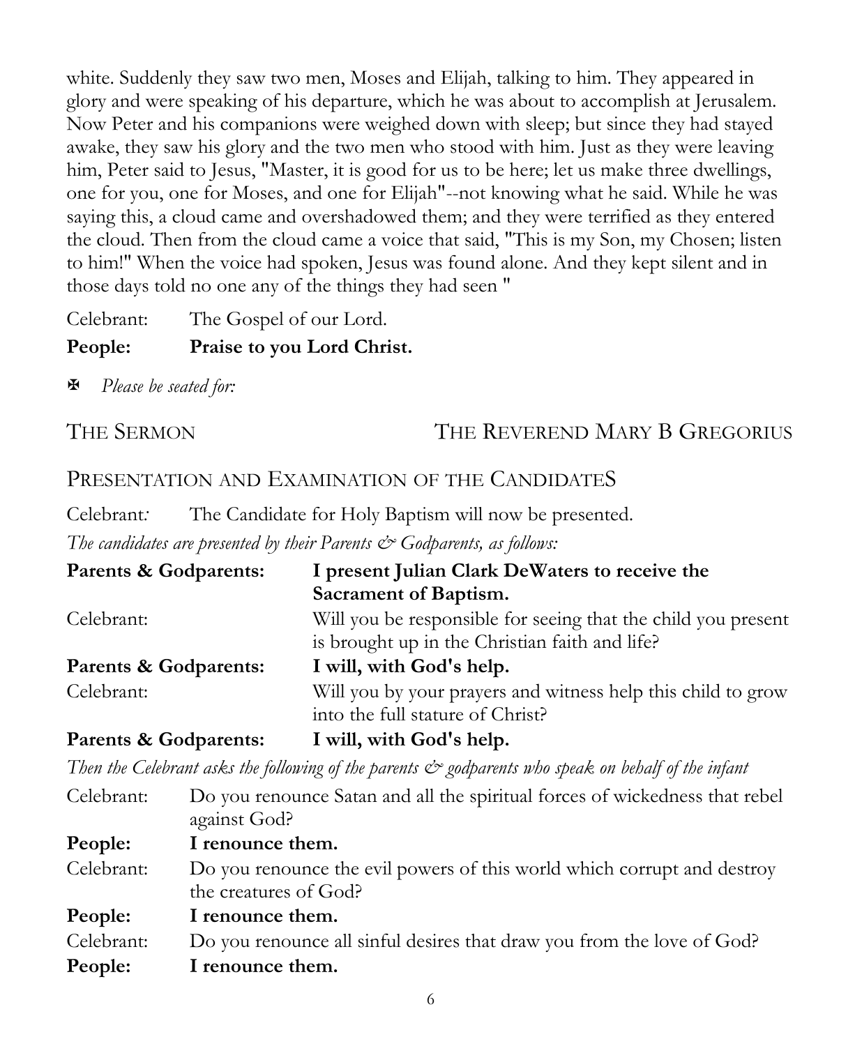white. Suddenly they saw two men, Moses and Elijah, talking to him. They appeared in glory and were speaking of his departure, which he was about to accomplish at Jerusalem. Now Peter and his companions were weighed down with sleep; but since they had stayed awake, they saw his glory and the two men who stood with him. Just as they were leaving him, Peter said to Jesus, "Master, it is good for us to be here; let us make three dwellings, one for you, one for Moses, and one for Elijah"--not knowing what he said. While he was saying this, a cloud came and overshadowed them; and they were terrified as they entered the cloud. Then from the cloud came a voice that said, "This is my Son, my Chosen; listen to him!" When the voice had spoken, Jesus was found alone. And they kept silent and in those days told no one any of the things they had seen "

Celebrant: The Gospel of our Lord.

**People: Praise to you Lord Christ.**

✠ *Please be seated for:*

## THE SERMON — THE REVEREND MARY B GREGORIUS

## PRESENTATION AND EXAMINATION OF THE CANDIDATES

Celebrant*:* The Candidate for Holy Baptism will now be presented.

*The candidates are presented by their Parents & Godparents, as follows:*

**Parents & Godparents: I present Julian Clark DeWaters to receive the Sacrament of Baptism.**

Celebrant: Will you be responsible for seeing that the child you present is brought up in the Christian faith and life?

**Parents & Godparents: I will, with God's help.**

Celebrant: Will you by your prayers and witness help this child to grow into the full stature of Christ?

**Parents & Godparents: I will, with God's help.**

*Then the Celebrant asks the following of the parents & godparents who speak on behalf of the infant*

Celebrant: Do you renounce Satan and all the spiritual forces of wickedness that rebel against God?

**People: I renounce them.**

Celebrant: Do you renounce the evil powers of this world which corrupt and destroy the creatures of God?

**People: I renounce them.**

Celebrant: Do you renounce all sinful desires that draw you from the love of God?

**People: I renounce them.**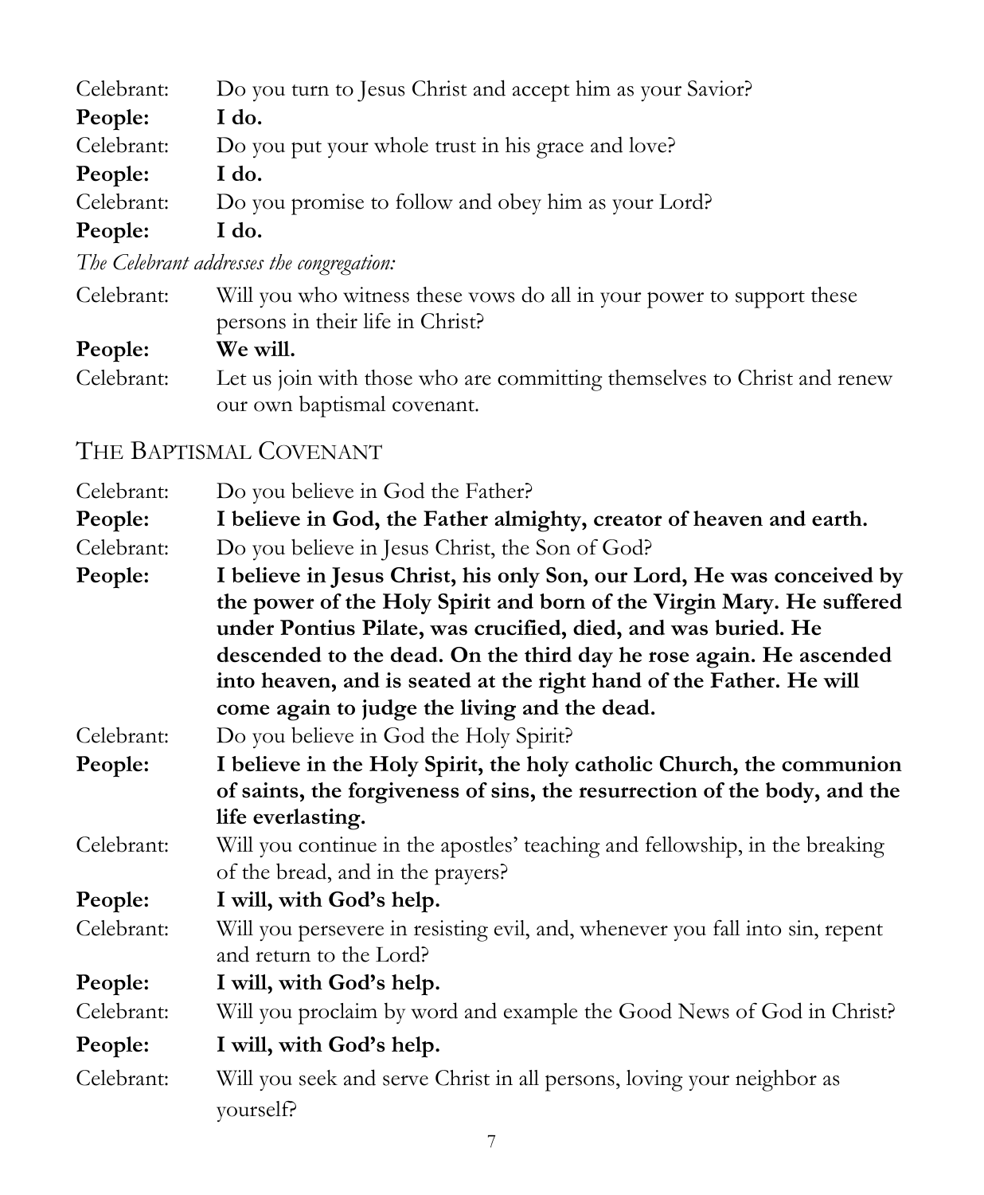Celebrant: Do you turn to Jesus Christ and accept him as your Savior?

**People: I do.**

Celebrant: Do you put your whole trust in his grace and love?

**People: I do.**

Celebrant: Do you promise to follow and obey him as your Lord?

**People: I do.**

*The Celebrant addresses the congregation:*

Celebrant: Will you who witness these vows do all in your power to support these persons in their life in Christ?

**People: We will.**

Celebrant: Let us join with those who are committing themselves to Christ and renew our own baptismal covenant.

## THE BAPTISMAL COVENANT

Celebrant: Do you believe in God the Father?

**People: I believe in God, the Father almighty, creator of heaven and earth.**

Celebrant: Do you believe in Jesus Christ, the Son of God?

**People: I believe in Jesus Christ, his only Son, our Lord, He was conceived by the power of the Holy Spirit and born of the Virgin Mary. He suffered under Pontius Pilate, was crucified, died, and was buried. He descended to the dead. On the third day he rose again. He ascended into heaven, and is seated at the right hand of the Father. He will come again to judge the living and the dead.**

Celebrant: Do you believe in God the Holy Spirit?

**People: I believe in the Holy Spirit, the holy catholic Church, the communion of saints, the forgiveness of sins, the resurrection of the body, and the life everlasting.**

Celebrant: Will you continue in the apostles' teaching and fellowship, in the breaking of the bread, and in the prayers?

**People: I will, with God's help.**

Celebrant: Will you persevere in resisting evil, and, whenever you fall into sin, repent and return to the Lord?

**People: I will, with God's help.**

Celebrant: Will you proclaim by word and example the Good News of God in Christ?

**People: I will, with God's help.**

Celebrant: Will you seek and serve Christ in all persons, loving your neighbor as yourself?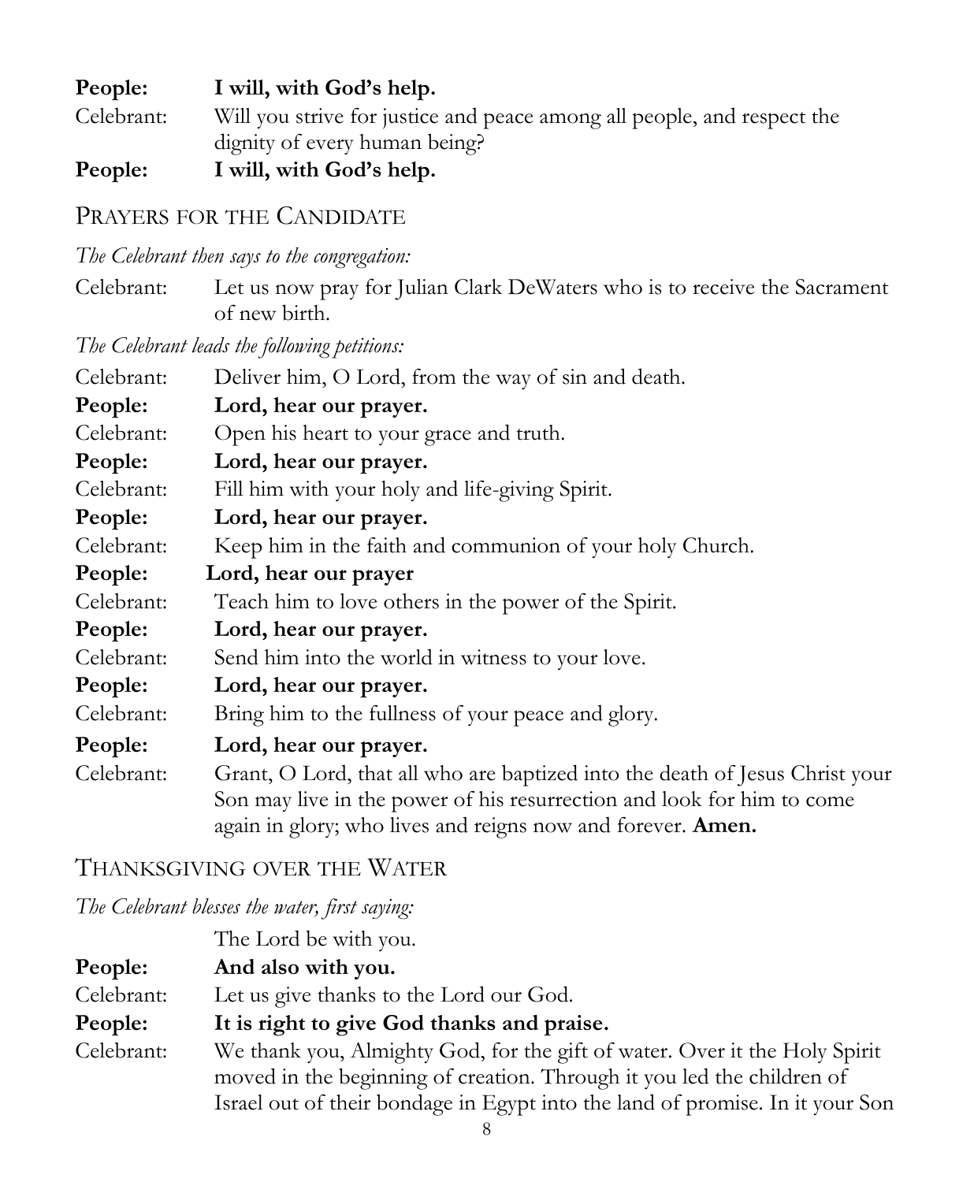**People:** **I will, with God's help.**

Celebrant: Will you strive for justice and peace among all people, and respect the dignity of every human being?

**People:** **I will, with God's help.**

## Prayers for the Candidate

*The Celebrant then says to the congregation:*

Celebrant: Let us now pray for Julian Clark DeWaters who is to receive the Sacrament of new birth.

*The Celebrant leads the following petitions:*

Celebrant: Deliver him, O Lord, from the way of sin and death.

**People:** **Lord, hear our prayer.**

Celebrant: Open his heart to your grace and truth.

**People:** **Lord, hear our prayer.**

Celebrant: Fill him with your holy and life-giving Spirit.

**People:** **Lord, hear our prayer.**

Celebrant: Keep him in the faith and communion of your holy Church.

**People:** **Lord, hear our prayer**

Celebrant: Teach him to love others in the power of the Spirit.

**People:** **Lord, hear our prayer.**

Celebrant: Send him into the world in witness to your love.

**People:** **Lord, hear our prayer.**

Celebrant: Bring him to the fullness of your peace and glory.

**People:** **Lord, hear our prayer.**

Celebrant: Grant, O Lord, that all who are baptized into the death of Jesus Christ your Son may live in the power of his resurrection and look for him to come again in glory; who lives and reigns now and forever. **Amen.**

## Thanksgiving over the Water

*The Celebrant blesses the water, first saying:*

The Lord be with you.

**People:** **And also with you.**

Celebrant: Let us give thanks to the Lord our God.

**People:** **It is right to give God thanks and praise.**

Celebrant: We thank you, Almighty God, for the gift of water. Over it the Holy Spirit moved in the beginning of creation. Through it you led the children of Israel out of their bondage in Egypt into the land of promise. In it your Son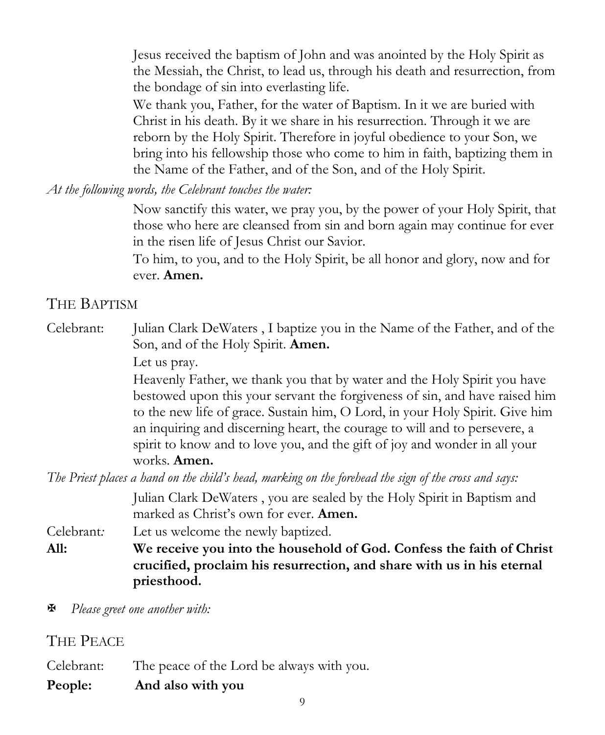Jesus received the baptism of John and was anointed by the Holy Spirit as the Messiah, the Christ, to lead us, through his death and resurrection, from the bondage of sin into everlasting life.

We thank you, Father, for the water of Baptism. In it we are buried with Christ in his death. By it we share in his resurrection. Through it we are reborn by the Holy Spirit. Therefore in joyful obedience to your Son, we bring into his fellowship those who come to him in faith, baptizing them in the Name of the Father, and of the Son, and of the Holy Spirit.

*At the following words, the Celebrant touches the water:*

Now sanctify this water, we pray you, by the power of your Holy Spirit, that those who here are cleansed from sin and born again may continue for ever in the risen life of Jesus Christ our Savior.

To him, to you, and to the Holy Spirit, be all honor and glory, now and for ever. **Amen.**

## THE BAPTISM

Celebrant: Julian Clark DeWaters , I baptize you in the Name of the Father, and of the Son, and of the Holy Spirit. **Amen.**

Let us pray.

Heavenly Father, we thank you that by water and the Holy Spirit you have bestowed upon this your servant the forgiveness of sin, and have raised him to the new life of grace. Sustain him, O Lord, in your Holy Spirit. Give him an inquiring and discerning heart, the courage to will and to persevere, a spirit to know and to love you, and the gift of joy and wonder in all your works. **Amen.**

*The Priest places a hand on the child's head, marking on the forehead the sign of the cross and says:*

Julian Clark DeWaters , you are sealed by the Holy Spirit in Baptism and marked as Christ's own for ever. **Amen.**

Celebrant*:* Let us welcome the newly baptized.

**All: We receive you into the household of God. Confess the faith of Christ crucified, proclaim his resurrection, and share with us in his eternal priesthood.**

✠ *Please greet one another with:*

## THE PEACE

Celebrant: The peace of the Lord be always with you.

**People: And also with you**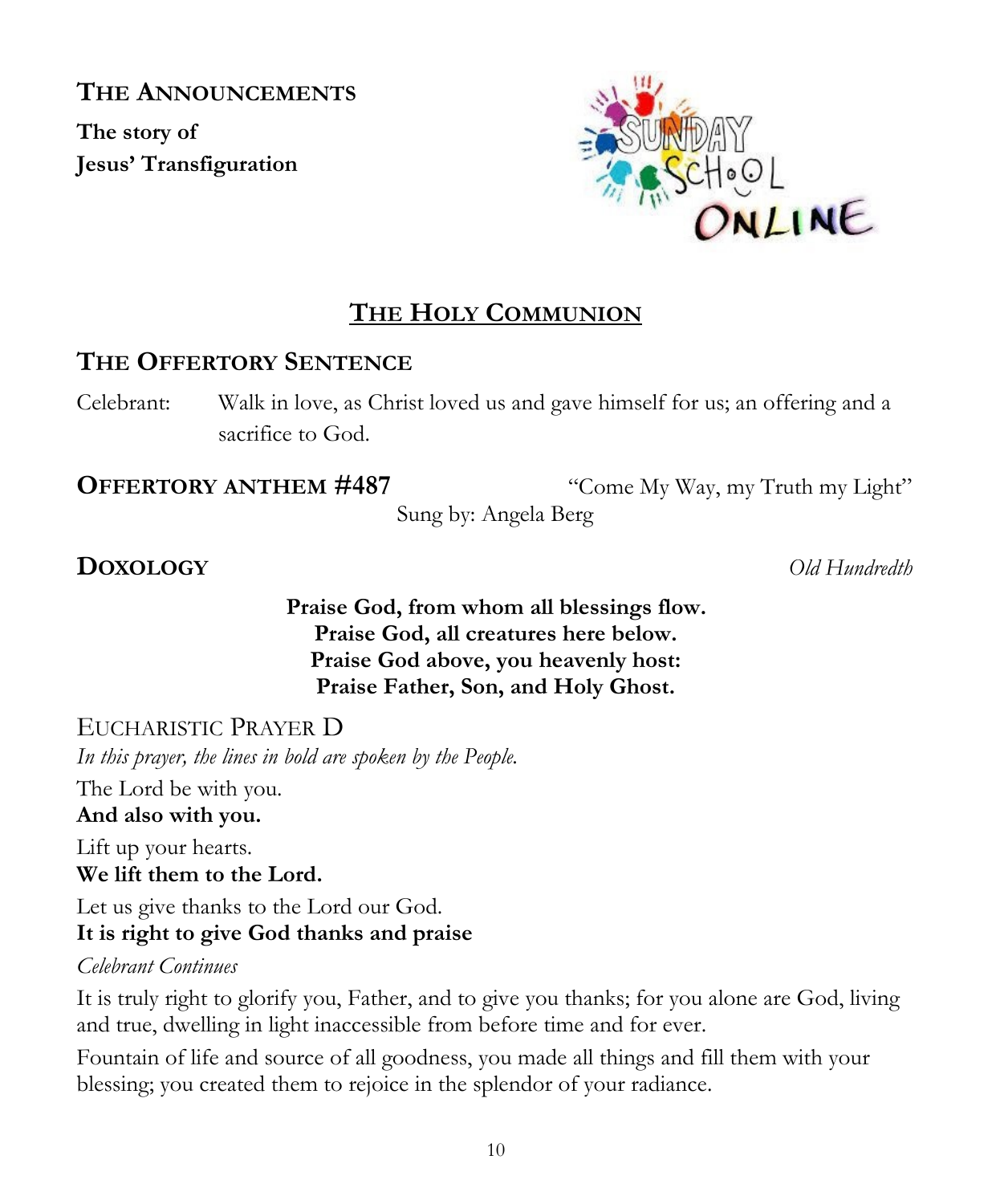## THE ANNOUNCEMENTS

**The story of Jesus' Transfiguration**

# THE HOLY COMMUNION

## THE OFFERTORY SENTENCE

Celebrant: Walk in love, as Christ loved us and gave himself for us; an offering and a sacrifice to God.

## OFFERTORY ANTHEM #487

"Come My Way, my Truth my Light"

Sung by: Angela Berg

## DOXOLOGY

*Old Hundredth*

**Praise God, from whom all blessings flow.**
**Praise God, all creatures here below.**
**Praise God above, you heavenly host:**
**Praise Father, Son, and Holy Ghost.**

## EUCHARISTIC PRAYER D

*In this prayer, the lines in bold are spoken by the People.*

The Lord be with you.
**And also with you.**

Lift up your hearts.
**We lift them to the Lord.**

Let us give thanks to the Lord our God.
**It is right to give God thanks and praise**

*Celebrant Continues*

It is truly right to glorify you, Father, and to give you thanks; for you alone are God, living and true, dwelling in light inaccessible from before time and for ever.

Fountain of life and source of all goodness, you made all things and fill them with your blessing; you created them to rejoice in the splendor of your radiance.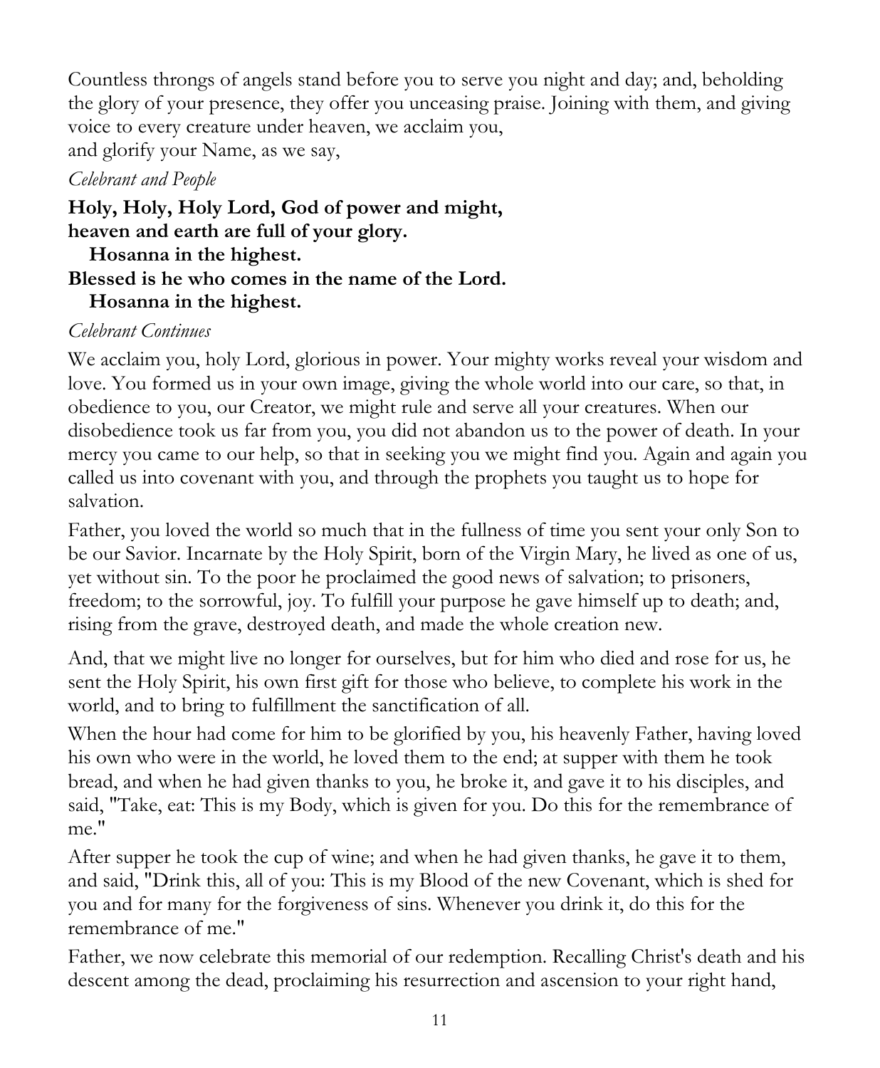Countless throngs of angels stand before you to serve you night and day; and, beholding the glory of your presence, they offer you unceasing praise. Joining with them, and giving voice to every creature under heaven, we acclaim you,
and glorify your Name, as we say,

*Celebrant and People*

**Holy, Holy, Holy Lord, God of power and might,**
**heaven and earth are full of your glory.**
**Hosanna in the highest.**
**Blessed is he who comes in the name of the Lord.**
**Hosanna in the highest.**

*Celebrant Continues*

We acclaim you, holy Lord, glorious in power. Your mighty works reveal your wisdom and love. You formed us in your own image, giving the whole world into our care, so that, in obedience to you, our Creator, we might rule and serve all your creatures. When our disobedience took us far from you, you did not abandon us to the power of death. In your mercy you came to our help, so that in seeking you we might find you. Again and again you called us into covenant with you, and through the prophets you taught us to hope for salvation.

Father, you loved the world so much that in the fullness of time you sent your only Son to be our Savior. Incarnate by the Holy Spirit, born of the Virgin Mary, he lived as one of us, yet without sin. To the poor he proclaimed the good news of salvation; to prisoners, freedom; to the sorrowful, joy. To fulfill your purpose he gave himself up to death; and, rising from the grave, destroyed death, and made the whole creation new.

And, that we might live no longer for ourselves, but for him who died and rose for us, he sent the Holy Spirit, his own first gift for those who believe, to complete his work in the world, and to bring to fulfillment the sanctification of all.

When the hour had come for him to be glorified by you, his heavenly Father, having loved his own who were in the world, he loved them to the end; at supper with them he took bread, and when he had given thanks to you, he broke it, and gave it to his disciples, and said, "Take, eat: This is my Body, which is given for you. Do this for the remembrance of me."

After supper he took the cup of wine; and when he had given thanks, he gave it to them, and said, "Drink this, all of you: This is my Blood of the new Covenant, which is shed for you and for many for the forgiveness of sins. Whenever you drink it, do this for the remembrance of me."

Father, we now celebrate this memorial of our redemption. Recalling Christ's death and his descent among the dead, proclaiming his resurrection and ascension to your right hand,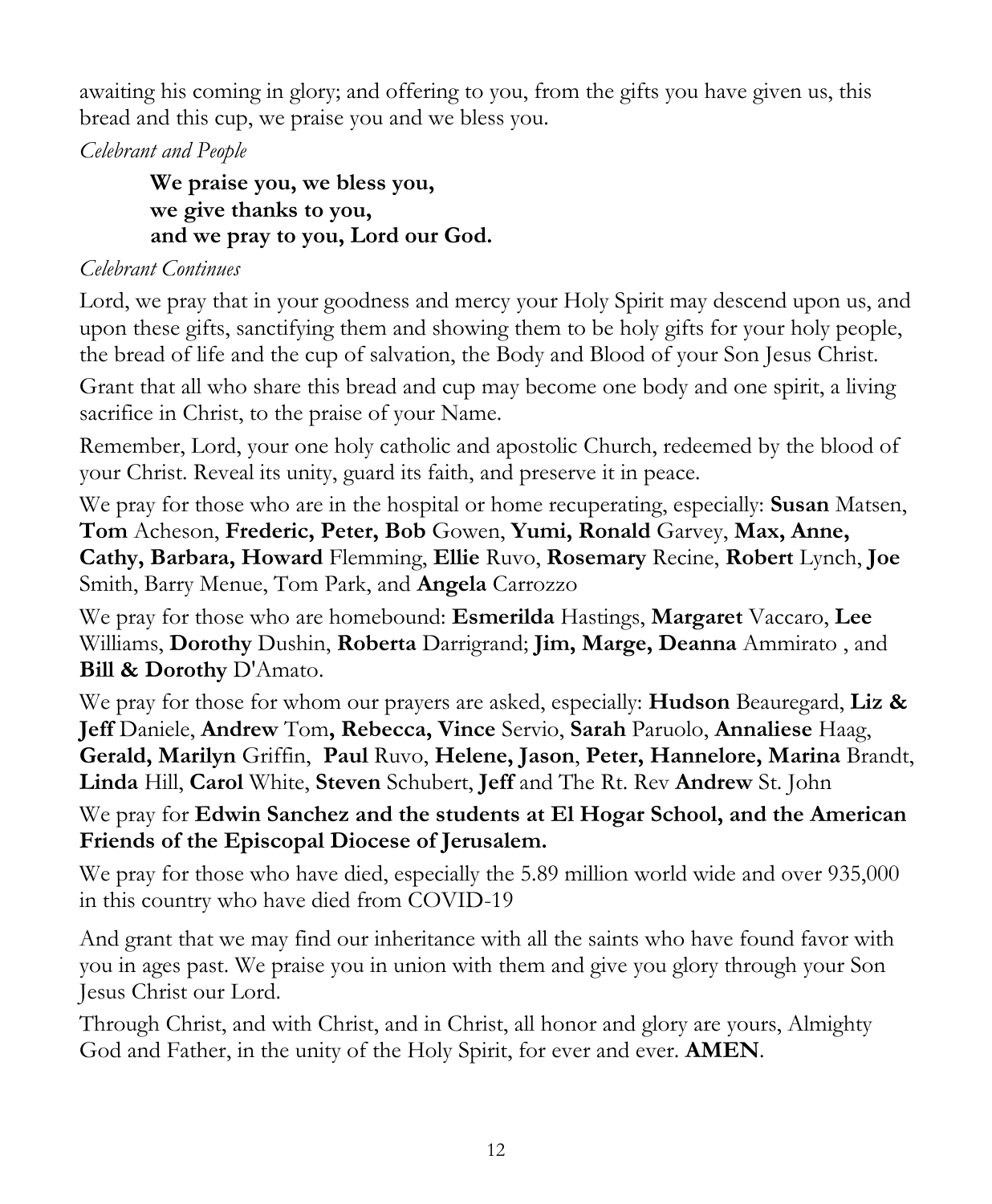awaiting his coming in glory; and offering to you, from the gifts you have given us, this bread and this cup, we praise you and we bless you.

*Celebrant and People*

> **We praise you, we bless you,**
> **we give thanks to you,**
> **and we pray to you, Lord our God.**

*Celebrant Continues*

Lord, we pray that in your goodness and mercy your Holy Spirit may descend upon us, and upon these gifts, sanctifying them and showing them to be holy gifts for your holy people, the bread of life and the cup of salvation, the Body and Blood of your Son Jesus Christ.

Grant that all who share this bread and cup may become one body and one spirit, a living sacrifice in Christ, to the praise of your Name.

Remember, Lord, your one holy catholic and apostolic Church, redeemed by the blood of your Christ. Reveal its unity, guard its faith, and preserve it in peace.

We pray for those who are in the hospital or home recuperating, especially: **Susan** Matsen, **Tom** Acheson, **Frederic, Peter, Bob** Gowen, **Yumi, Ronald** Garvey, **Max, Anne, Cathy, Barbara, Howard** Flemming, **Ellie** Ruvo, **Rosemary** Recine, **Robert** Lynch, **Joe** Smith, Barry Menue, Tom Park, and **Angela** Carrozzo

We pray for those who are homebound: **Esmerilda** Hastings, **Margaret** Vaccaro, **Lee** Williams, **Dorothy** Dushin, **Roberta** Darrigrand; **Jim, Marge, Deanna** Ammirato , and **Bill & Dorothy** D'Amato.

We pray for those for whom our prayers are asked, especially: **Hudson** Beauregard, **Liz & Jeff** Daniele, **Andrew** Tom**, Rebecca, Vince** Servio, **Sarah** Paruolo, **Annaliese** Haag, **Gerald, Marilyn** Griffin, **Paul** Ruvo, **Helene, Jason**, **Peter, Hannelore, Marina** Brandt, **Linda** Hill, **Carol** White, **Steven** Schubert, **Jeff** and The Rt. Rev **Andrew** St. John

We pray for **Edwin Sanchez and the students at El Hogar School, and the American Friends of the Episcopal Diocese of Jerusalem.**

We pray for those who have died, especially the 5.89 million world wide and over 935,000 in this country who have died from COVID-19

And grant that we may find our inheritance with all the saints who have found favor with you in ages past. We praise you in union with them and give you glory through your Son Jesus Christ our Lord.

Through Christ, and with Christ, and in Christ, all honor and glory are yours, Almighty God and Father, in the unity of the Holy Spirit, for ever and ever. **AMEN**.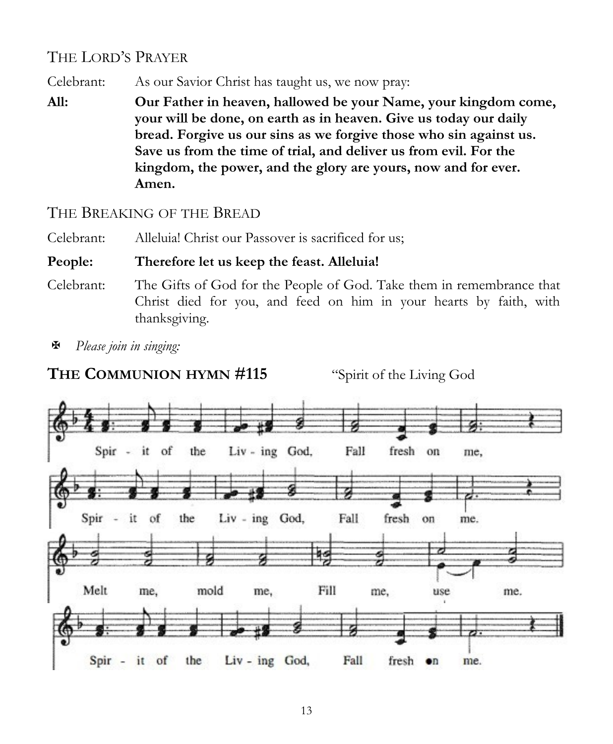## The Lord's Prayer

Celebrant: As our Savior Christ has taught us, we now pray:

**All: Our Father in heaven, hallowed be your Name, your kingdom come, your will be done, on earth as in heaven. Give us today our daily bread. Forgive us our sins as we forgive those who sin against us. Save us from the time of trial, and deliver us from evil. For the kingdom, the power, and the glory are yours, now and for ever. Amen.**

## The Breaking of the Bread

Celebrant: Alleluia! Christ our Passover is sacrificed for us;

**People: Therefore let us keep the feast. Alleluia!**

Celebrant: The Gifts of God for the People of God. Take them in remembrance that Christ died for you, and feed on him in your hearts by faith, with thanksgiving.

✠ *Please join in singing:*

## The Communion hymn #115 "Spirit of the Living God

Spir - it of the Liv - ing God, Fall fresh on me,

Spir - it of the Liv - ing God, Fall fresh on me.

Melt me, mold me, Fill me, use me.

Spir - it of the Liv - ing God, Fall fresh on me.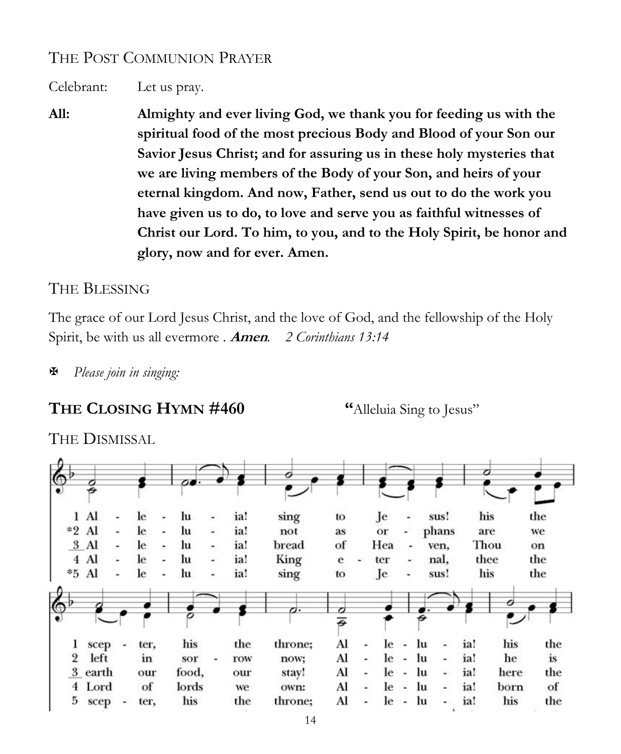## THE POST COMMUNION PRAYER

Celebrant: Let us pray.

**All: Almighty and ever living God, we thank you for feeding us with the spiritual food of the most precious Body and Blood of your Son our Savior Jesus Christ; and for assuring us in these holy mysteries that we are living members of the Body of your Son, and heirs of your eternal kingdom. And now, Father, send us out to do the work you have given us to do, to love and serve you as faithful witnesses of Christ our Lord. To him, to you, and to the Holy Spirit, be honor and glory, now and for ever. Amen.**

## THE BLESSING

The grace of our Lord Jesus Christ, and the love of God, and the fellowship of the Holy Spirit, be with us all evermore . ***Amen***. *2 Corinthians 13:14*

✠ *Please join in singing:*

## THE CLOSING HYMN #460 "Alleluia Sing to Jesus"

## THE DISMISSAL

1 Al - le - lu - ia! sing to Je - sus! his the
*2 Al - le - lu - ia! not as or - phans are we
3 Al - le - lu - ia! bread of Hea - ven, Thou on
4 Al - le - lu - ia! King e - ter - nal, thee the
*5 Al - le - lu - ia! sing to Je - sus! his the

1 scep - ter, his the throne; Al - le - lu - ia! his the
2 left in sor - row now; Al - le - lu - ia! he is
3 earth our food, our stay! Al - le - lu - ia! here the
4 Lord of lords we own: Al - le - lu - ia! born of
5 scep - ter, his the throne; Al - le - lu - ia! his the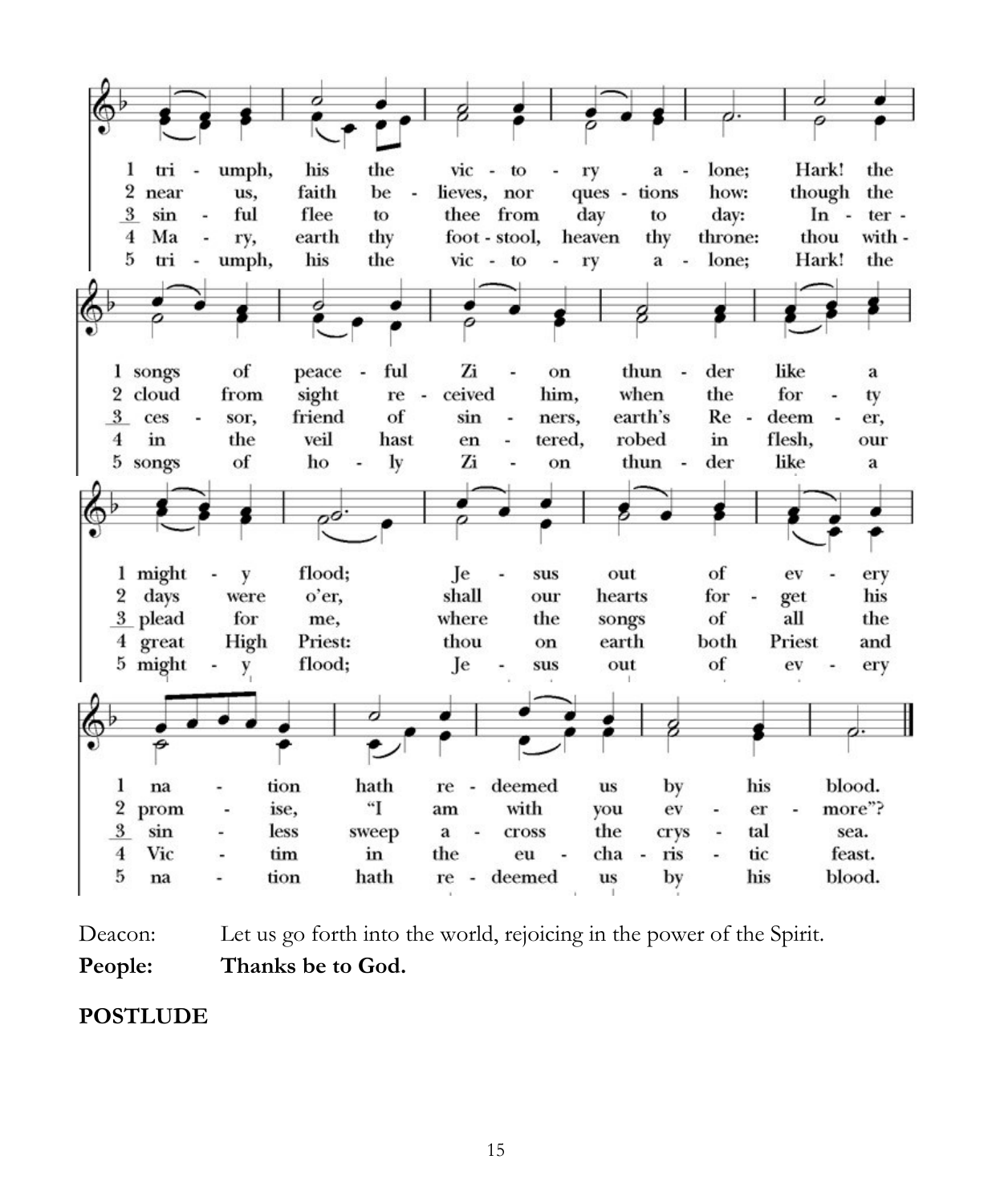1 tri - umph, his the vic - to - ry a - lone; Hark! the songs of peace - ful Zi - on thun - der like a might - y flood; Je - sus out of ev - ery na - tion hath re - deemed us by his blood.

2 near us, faith be - lieves, nor ques - tions how: though the cloud from sight re - ceived him, when the for - ty days were o'er, shall our hearts for - get his prom - ise, "I am with you ev - er - more"?

3 sin - ful flee to thee from day to day: In - ter - ces - sor, friend of sin - ners, earth's Re - deem - er, plead for me, where the songs of all the sin - less sweep a - cross the crys - tal sea.

4 Ma - ry, earth thy foot - stool, heaven thy throne: thou with - in the veil hast en - tered, robed in flesh, our great High Priest: thou on earth both Priest and Vic - tim in the eu - cha - ris - tic feast.

5 tri - umph, his the vic - to - ry a - lone; Hark! the songs of ho - ly Zi - on thun - der like a might - y flood; Je - sus out of ev - ery na - tion hath re - deemed us by his blood.

Deacon: Let us go forth into the world, rejoicing in the power of the Spirit.

**People: Thanks be to God.**

**POSTLUDE**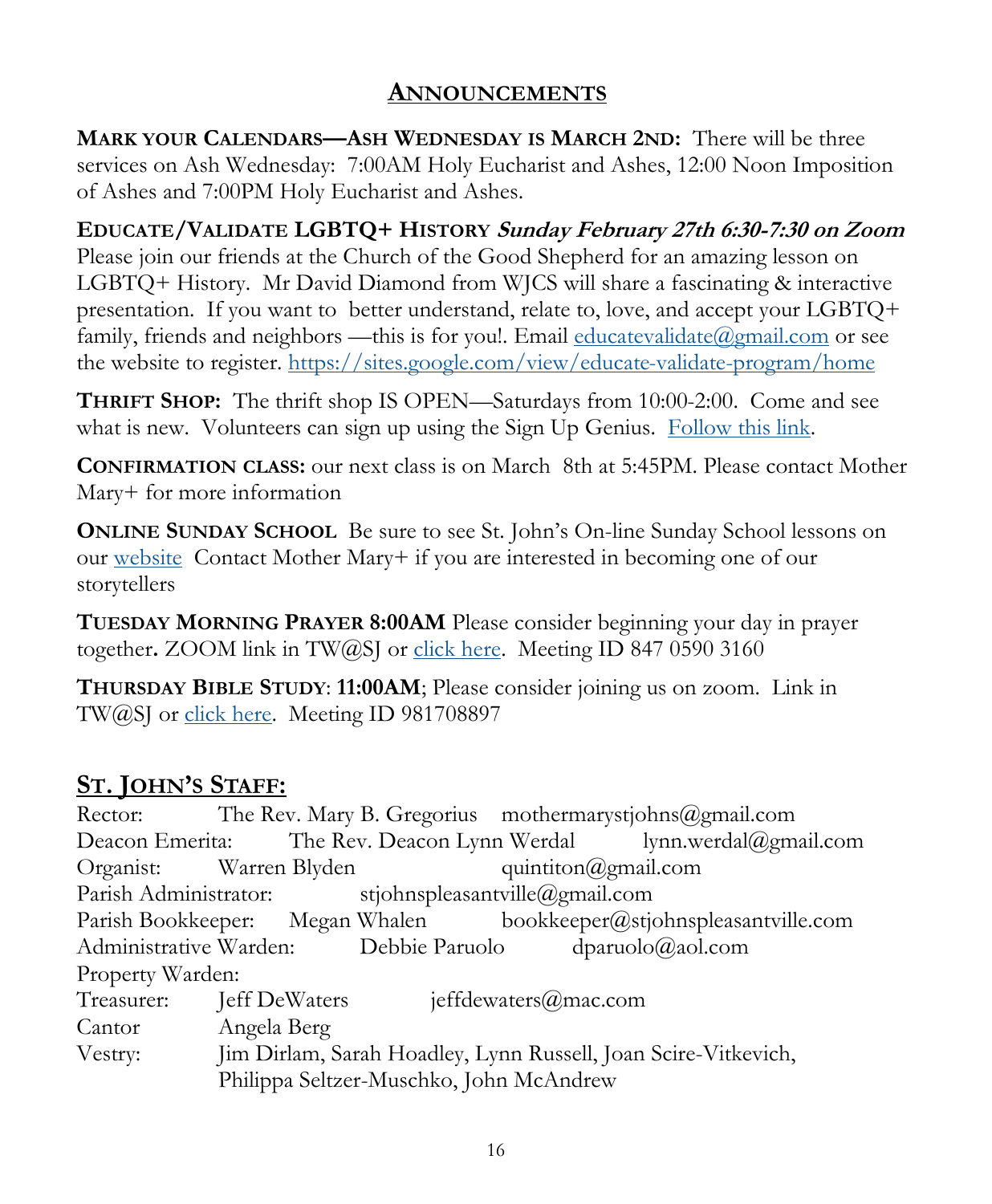## ANNOUNCEMENTS

**MARK YOUR CALENDARS—ASH WEDNESDAY IS MARCH 2ND:** There will be three services on Ash Wednesday: 7:00AM Holy Eucharist and Ashes, 12:00 Noon Imposition of Ashes and 7:00PM Holy Eucharist and Ashes.

**EDUCATE/VALIDATE LGBTQ+ HISTORY** ***Sunday February 27th 6:30-7:30 on Zoom*** Please join our friends at the Church of the Good Shepherd for an amazing lesson on LGBTQ+ History. Mr David Diamond from WJCS will share a fascinating & interactive presentation. If you want to better understand, relate to, love, and accept your LGBTQ+ family, friends and neighbors —this is for you!. Email educatevalidate@gmail.com or see the website to register. https://sites.google.com/view/educate-validate-program/home

**THRIFT SHOP:** The thrift shop IS OPEN—Saturdays from 10:00-2:00. Come and see what is new. Volunteers can sign up using the Sign Up Genius. Follow this link.

**CONFIRMATION CLASS:** our next class is on March 8th at 5:45PM. Please contact Mother Mary+ for more information

**ONLINE SUNDAY SCHOOL** Be sure to see St. John's On-line Sunday School lessons on our website Contact Mother Mary+ if you are interested in becoming one of our storytellers

**TUESDAY MORNING PRAYER 8:00AM** Please consider beginning your day in prayer together**.** ZOOM link in TW@SJ or click here. Meeting ID 847 0590 3160

**THURSDAY BIBLE STUDY**: **11:00AM**; Please consider joining us on zoom. Link in TW@SJ or click here. Meeting ID 981708897

## ST. JOHN'S STAFF:

Rector: The Rev. Mary B. Gregorius mothermarystjohns@gmail.com
Deacon Emerita: The Rev. Deacon Lynn Werdal lynn.werdal@gmail.com
Organist: Warren Blyden quintiton@gmail.com
Parish Administrator: stjohnspleasantville@gmail.com
Parish Bookkeeper: Megan Whalen bookkeeper@stjohnspleasantville.com
Administrative Warden: Debbie Paruolo dparuolo@aol.com
Property Warden:
Treasurer: Jeff DeWaters jeffdewaters@mac.com
Cantor Angela Berg
Vestry: Jim Dirlam, Sarah Hoadley, Lynn Russell, Joan Scire-Vitkevich, Philippa Seltzer-Muschko, John McAndrew